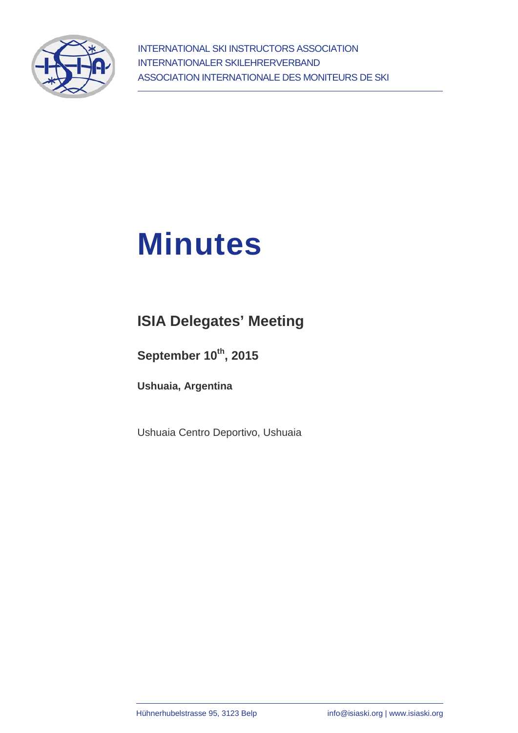INTERNATIONAL SKI INSTRUCTORS ASSOCIATION
INTERNATIONALER SKILEHRERVERBAND
ASSOCIATION INTERNATIONALE DES MONITEURS DE SKI

# Minutes

## ISIA Delegates' Meeting

**September 10th, 2015**

**Ushuaia, Argentina**

Ushuaia Centro Deportivo, Ushuaia

Hühnerhubelstrasse 95, 3123 Belp    info@isiaski.org | www.isiaski.org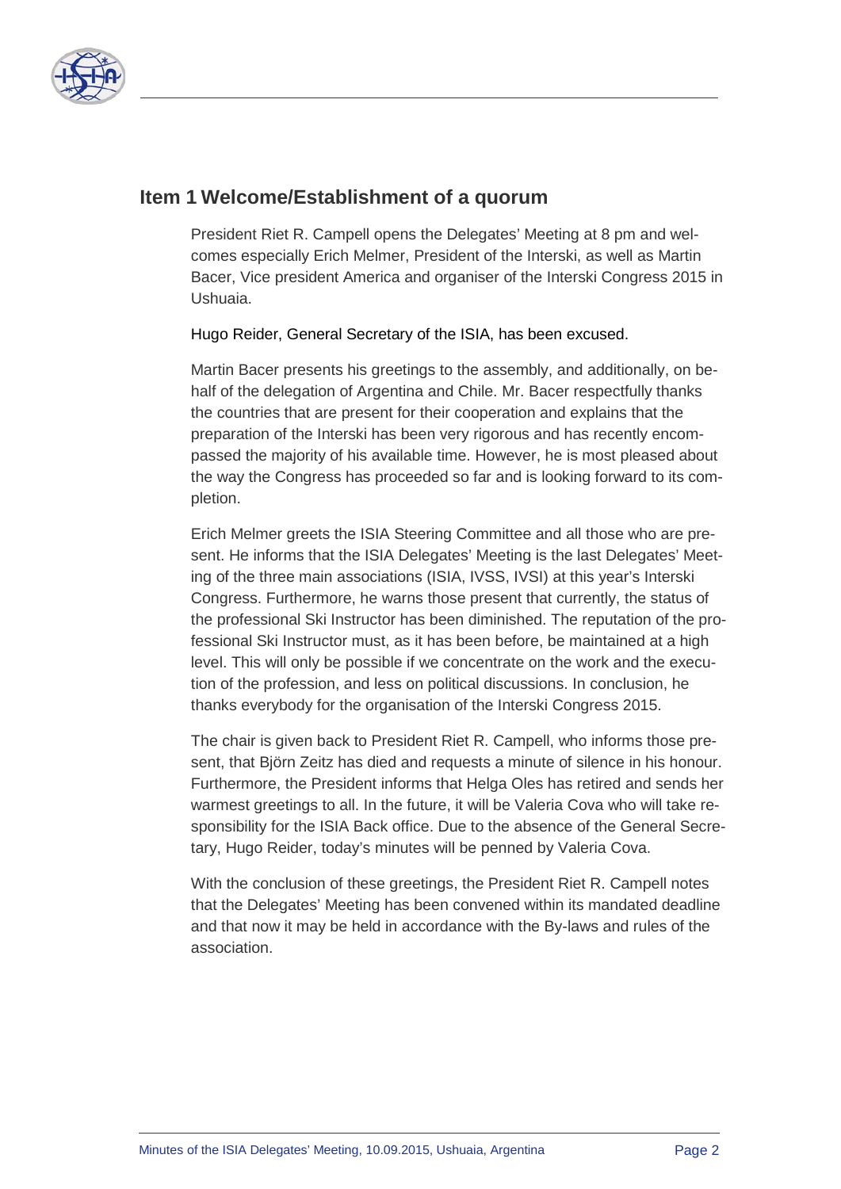## Item 1 Welcome/Establishment of a quorum

President Riet R. Campell opens the Delegates' Meeting at 8 pm and welcomes especially Erich Melmer, President of the Interski, as well as Martin Bacer, Vice president America and organiser of the Interski Congress 2015 in Ushuaia.

Hugo Reider, General Secretary of the ISIA, has been excused.

Martin Bacer presents his greetings to the assembly, and additionally, on behalf of the delegation of Argentina and Chile. Mr. Bacer respectfully thanks the countries that are present for their cooperation and explains that the preparation of the Interski has been very rigorous and has recently encompassed the majority of his available time. However, he is most pleased about the way the Congress has proceeded so far and is looking forward to its completion.

Erich Melmer greets the ISIA Steering Committee and all those who are present. He informs that the ISIA Delegates' Meeting is the last Delegates' Meeting of the three main associations (ISIA, IVSS, IVSI) at this year's Interski Congress. Furthermore, he warns those present that currently, the status of the professional Ski Instructor has been diminished. The reputation of the professional Ski Instructor must, as it has been before, be maintained at a high level. This will only be possible if we concentrate on the work and the execution of the profession, and less on political discussions. In conclusion, he thanks everybody for the organisation of the Interski Congress 2015.

The chair is given back to President Riet R. Campell, who informs those present, that Björn Zeitz has died and requests a minute of silence in his honour. Furthermore, the President informs that Helga Oles has retired and sends her warmest greetings to all. In the future, it will be Valeria Cova who will take responsibility for the ISIA Back office. Due to the absence of the General Secretary, Hugo Reider, today's minutes will be penned by Valeria Cova.

With the conclusion of these greetings, the President Riet R. Campell notes that the Delegates' Meeting has been convened within its mandated deadline and that now it may be held in accordance with the By-laws and rules of the association.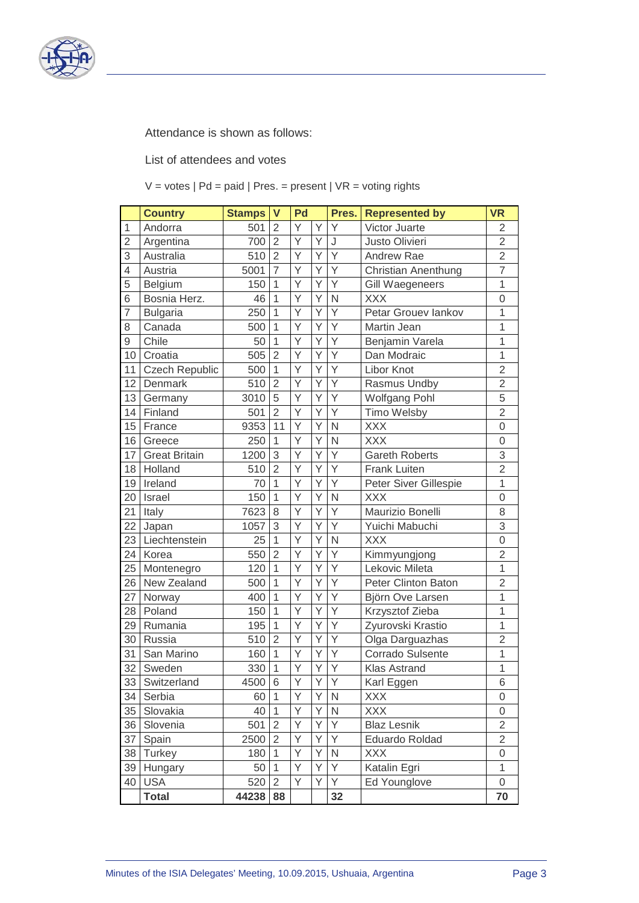Attendance is shown as follows:

List of attendees and votes

V = votes | Pd = paid | Pres. = present | VR = voting rights

| | Country | Stamps | V | Pd | | Pres. | Represented by | VR |
|---|---|---|---|---|---|---|---|---|
| 1 | Andorra | 501 | 2 | Y | Y | Y | Victor Juarte | 2 |
| 2 | Argentina | 700 | 2 | Y | Y | J | Justo Olivieri | 2 |
| 3 | Australia | 510 | 2 | Y | Y | Y | Andrew Rae | 2 |
| 4 | Austria | 5001 | 7 | Y | Y | Y | Christian Anenthung | 7 |
| 5 | Belgium | 150 | 1 | Y | Y | Y | Gill Waegeneers | 1 |
| 6 | Bosnia Herz. | 46 | 1 | Y | Y | N | XXX | 0 |
| 7 | Bulgaria | 250 | 1 | Y | Y | Y | Petar Grouev Iankov | 1 |
| 8 | Canada | 500 | 1 | Y | Y | Y | Martin Jean | 1 |
| 9 | Chile | 50 | 1 | Y | Y | Y | Benjamin Varela | 1 |
| 10 | Croatia | 505 | 2 | Y | Y | Y | Dan Modraic | 1 |
| 11 | Czech Republic | 500 | 1 | Y | Y | Y | Libor Knot | 2 |
| 12 | Denmark | 510 | 2 | Y | Y | Y | Rasmus Undby | 2 |
| 13 | Germany | 3010 | 5 | Y | Y | Y | Wolfgang Pohl | 5 |
| 14 | Finland | 501 | 2 | Y | Y | Y | Timo Welsby | 2 |
| 15 | France | 9353 | 11 | Y | Y | N | XXX | 0 |
| 16 | Greece | 250 | 1 | Y | Y | N | XXX | 0 |
| 17 | Great Britain | 1200 | 3 | Y | Y | Y | Gareth Roberts | 3 |
| 18 | Holland | 510 | 2 | Y | Y | Y | Frank Luiten | 2 |
| 19 | Ireland | 70 | 1 | Y | Y | Y | Peter Siver Gillespie | 1 |
| 20 | Israel | 150 | 1 | Y | Y | N | XXX | 0 |
| 21 | Italy | 7623 | 8 | Y | Y | Y | Maurizio Bonelli | 8 |
| 22 | Japan | 1057 | 3 | Y | Y | Y | Yuichi Mabuchi | 3 |
| 23 | Liechtenstein | 25 | 1 | Y | Y | N | XXX | 0 |
| 24 | Korea | 550 | 2 | Y | Y | Y | Kimmyungjong | 2 |
| 25 | Montenegro | 120 | 1 | Y | Y | Y | Lekovic Mileta | 1 |
| 26 | New Zealand | 500 | 1 | Y | Y | Y | Peter Clinton Baton | 2 |
| 27 | Norway | 400 | 1 | Y | Y | Y | Björn Ove Larsen | 1 |
| 28 | Poland | 150 | 1 | Y | Y | Y | Krzysztof Zieba | 1 |
| 29 | Rumania | 195 | 1 | Y | Y | Y | Zyurovski Krastio | 1 |
| 30 | Russia | 510 | 2 | Y | Y | Y | Olga Darguazhas | 2 |
| 31 | San Marino | 160 | 1 | Y | Y | Y | Corrado Sulsente | 1 |
| 32 | Sweden | 330 | 1 | Y | Y | Y | Klas Astrand | 1 |
| 33 | Switzerland | 4500 | 6 | Y | Y | Y | Karl Eggen | 6 |
| 34 | Serbia | 60 | 1 | Y | Y | N | XXX | 0 |
| 35 | Slovakia | 40 | 1 | Y | Y | N | XXX | 0 |
| 36 | Slovenia | 501 | 2 | Y | Y | Y | Blaz Lesnik | 2 |
| 37 | Spain | 2500 | 2 | Y | Y | Y | Eduardo Roldad | 2 |
| 38 | Turkey | 180 | 1 | Y | Y | N | XXX | 0 |
| 39 | Hungary | 50 | 1 | Y | Y | Y | Katalin Egri | 1 |
| 40 | USA | 520 | 2 | Y | Y | Y | Ed Younglove | 0 |
| | **Total** | **44238** | **88** | | | **32** | | **70** |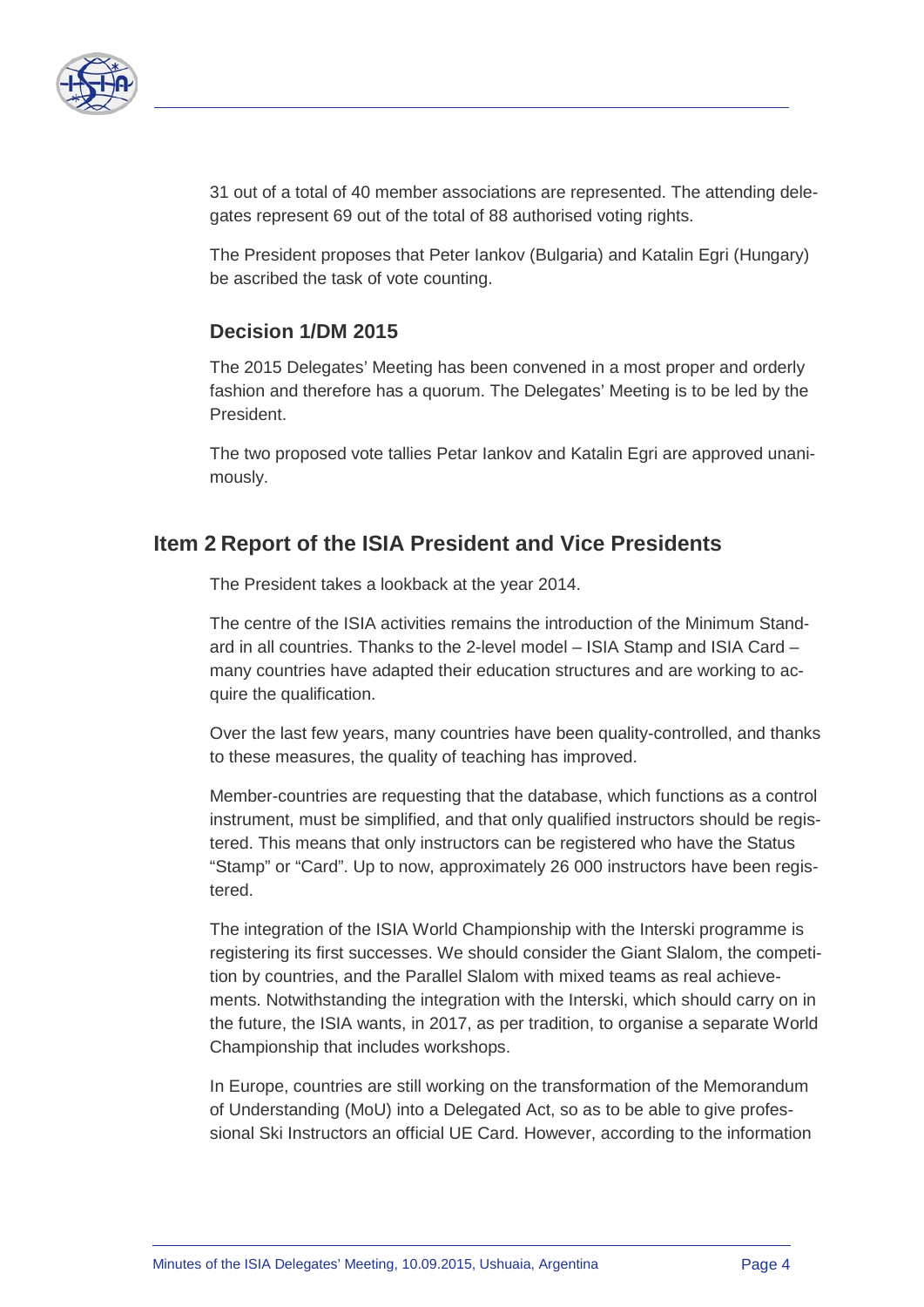31 out of a total of 40 member associations are represented. The attending delegates represent 69 out of the total of 88 authorised voting rights.

The President proposes that Peter Iankov (Bulgaria) and Katalin Egri (Hungary) be ascribed the task of vote counting.

### Decision 1/DM 2015

The 2015 Delegates' Meeting has been convened in a most proper and orderly fashion and therefore has a quorum. The Delegates' Meeting is to be led by the President.

The two proposed vote tallies Petar Iankov and Katalin Egri are approved unanimously.

## Item 2 Report of the ISIA President and Vice Presidents

The President takes a lookback at the year 2014.

The centre of the ISIA activities remains the introduction of the Minimum Standard in all countries. Thanks to the 2-level model – ISIA Stamp and ISIA Card – many countries have adapted their education structures and are working to acquire the qualification.

Over the last few years, many countries have been quality-controlled, and thanks to these measures, the quality of teaching has improved.

Member-countries are requesting that the database, which functions as a control instrument, must be simplified, and that only qualified instructors should be registered. This means that only instructors can be registered who have the Status "Stamp" or "Card". Up to now, approximately 26 000 instructors have been registered.

The integration of the ISIA World Championship with the Interski programme is registering its first successes. We should consider the Giant Slalom, the competition by countries, and the Parallel Slalom with mixed teams as real achievements. Notwithstanding the integration with the Interski, which should carry on in the future, the ISIA wants, in 2017, as per tradition, to organise a separate World Championship that includes workshops.

In Europe, countries are still working on the transformation of the Memorandum of Understanding (MoU) into a Delegated Act, so as to be able to give professional Ski Instructors an official UE Card. However, according to the information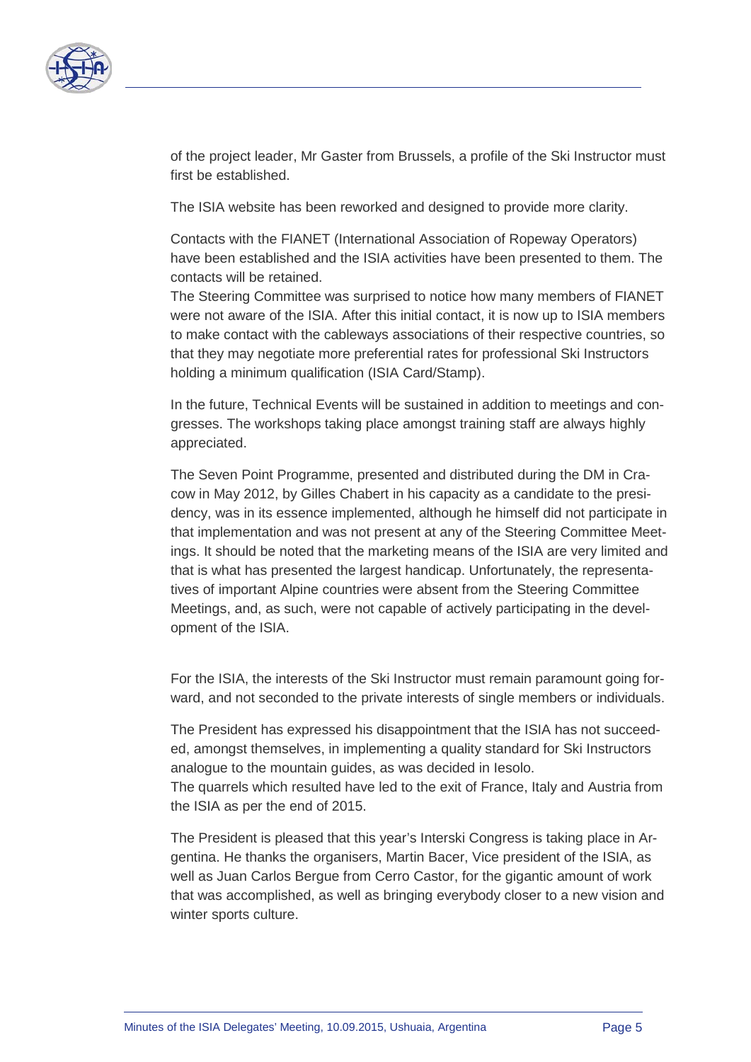of the project leader, Mr Gaster from Brussels, a profile of the Ski Instructor must first be established.

The ISIA website has been reworked and designed to provide more clarity.

Contacts with the FIANET (International Association of Ropeway Operators) have been established and the ISIA activities have been presented to them. The contacts will be retained.
The Steering Committee was surprised to notice how many members of FIANET were not aware of the ISIA. After this initial contact, it is now up to ISIA members to make contact with the cableways associations of their respective countries, so that they may negotiate more preferential rates for professional Ski Instructors holding a minimum qualification (ISIA Card/Stamp).

In the future, Technical Events will be sustained in addition to meetings and congresses. The workshops taking place amongst training staff are always highly appreciated.

The Seven Point Programme, presented and distributed during the DM in Cracow in May 2012, by Gilles Chabert in his capacity as a candidate to the presidency, was in its essence implemented, although he himself did not participate in that implementation and was not present at any of the Steering Committee Meetings. It should be noted that the marketing means of the ISIA are very limited and that is what has presented the largest handicap. Unfortunately, the representatives of important Alpine countries were absent from the Steering Committee Meetings, and, as such, were not capable of actively participating in the development of the ISIA.

For the ISIA, the interests of the Ski Instructor must remain paramount going forward, and not seconded to the private interests of single members or individuals.

The President has expressed his disappointment that the ISIA has not succeeded, amongst themselves, in implementing a quality standard for Ski Instructors analogue to the mountain guides, as was decided in Iesolo.
The quarrels which resulted have led to the exit of France, Italy and Austria from the ISIA as per the end of 2015.

The President is pleased that this year's Interski Congress is taking place in Argentina. He thanks the organisers, Martin Bacer, Vice president of the ISIA, as well as Juan Carlos Bergue from Cerro Castor, for the gigantic amount of work that was accomplished, as well as bringing everybody closer to a new vision and winter sports culture.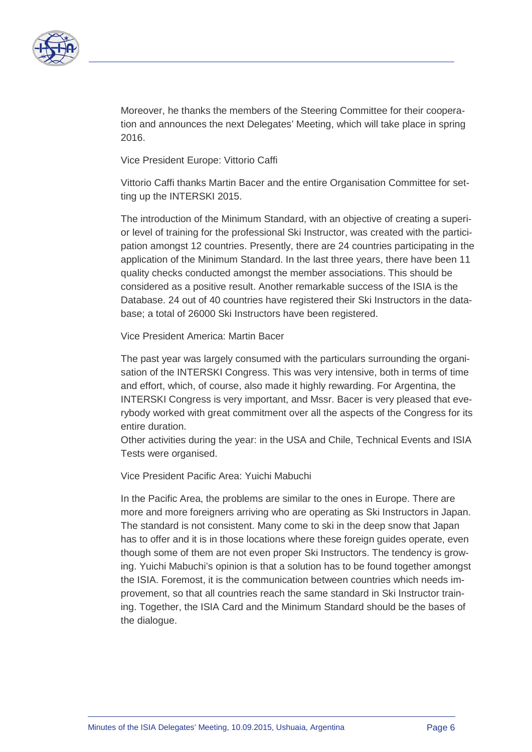Moreover, he thanks the members of the Steering Committee for their cooperation and announces the next Delegates' Meeting, which will take place in spring 2016.

Vice President Europe: Vittorio Caffi

Vittorio Caffi thanks Martin Bacer and the entire Organisation Committee for setting up the INTERSKI 2015.

The introduction of the Minimum Standard, with an objective of creating a superior level of training for the professional Ski Instructor, was created with the participation amongst 12 countries. Presently, there are 24 countries participating in the application of the Minimum Standard. In the last three years, there have been 11 quality checks conducted amongst the member associations. This should be considered as a positive result. Another remarkable success of the ISIA is the Database. 24 out of 40 countries have registered their Ski Instructors in the database; a total of 26000 Ski Instructors have been registered.

Vice President America: Martin Bacer

The past year was largely consumed with the particulars surrounding the organisation of the INTERSKI Congress. This was very intensive, both in terms of time and effort, which, of course, also made it highly rewarding. For Argentina, the INTERSKI Congress is very important, and Mssr. Bacer is very pleased that everybody worked with great commitment over all the aspects of the Congress for its entire duration.
Other activities during the year: in the USA and Chile, Technical Events and ISIA Tests were organised.

Vice President Pacific Area: Yuichi Mabuchi

In the Pacific Area, the problems are similar to the ones in Europe. There are more and more foreigners arriving who are operating as Ski Instructors in Japan. The standard is not consistent. Many come to ski in the deep snow that Japan has to offer and it is in those locations where these foreign guides operate, even though some of them are not even proper Ski Instructors. The tendency is growing. Yuichi Mabuchi's opinion is that a solution has to be found together amongst the ISIA. Foremost, it is the communication between countries which needs improvement, so that all countries reach the same standard in Ski Instructor training. Together, the ISIA Card and the Minimum Standard should be the bases of the dialogue.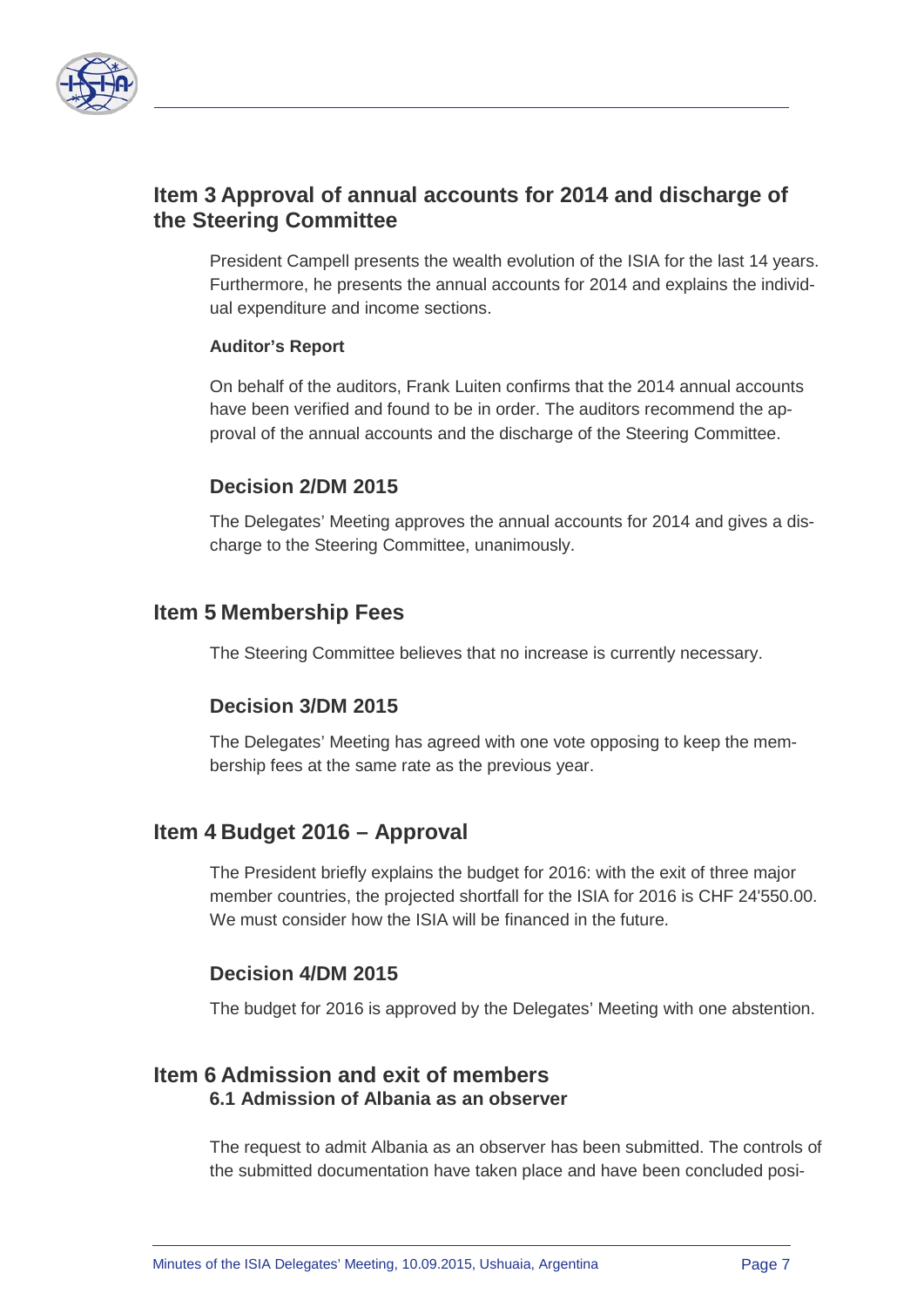## Item 3 Approval of annual accounts for 2014 and discharge of the Steering Committee

President Campell presents the wealth evolution of the ISIA for the last 14 years. Furthermore, he presents the annual accounts for 2014 and explains the individual expenditure and income sections.

**Auditor's Report**

On behalf of the auditors, Frank Luiten confirms that the 2014 annual accounts have been verified and found to be in order. The auditors recommend the approval of the annual accounts and the discharge of the Steering Committee.

### Decision 2/DM 2015

The Delegates' Meeting approves the annual accounts for 2014 and gives a discharge to the Steering Committee, unanimously.

## Item 5 Membership Fees

The Steering Committee believes that no increase is currently necessary.

### Decision 3/DM 2015

The Delegates' Meeting has agreed with one vote opposing to keep the membership fees at the same rate as the previous year.

## Item 4 Budget 2016 – Approval

The President briefly explains the budget for 2016: with the exit of three major member countries, the projected shortfall for the ISIA for 2016 is CHF 24'550.00. We must consider how the ISIA will be financed in the future.

### Decision 4/DM 2015

The budget for 2016 is approved by the Delegates' Meeting with one abstention.

## Item 6 Admission and exit of members

### 6.1 Admission of Albania as an observer

The request to admit Albania as an observer has been submitted. The controls of the submitted documentation have taken place and have been concluded posi-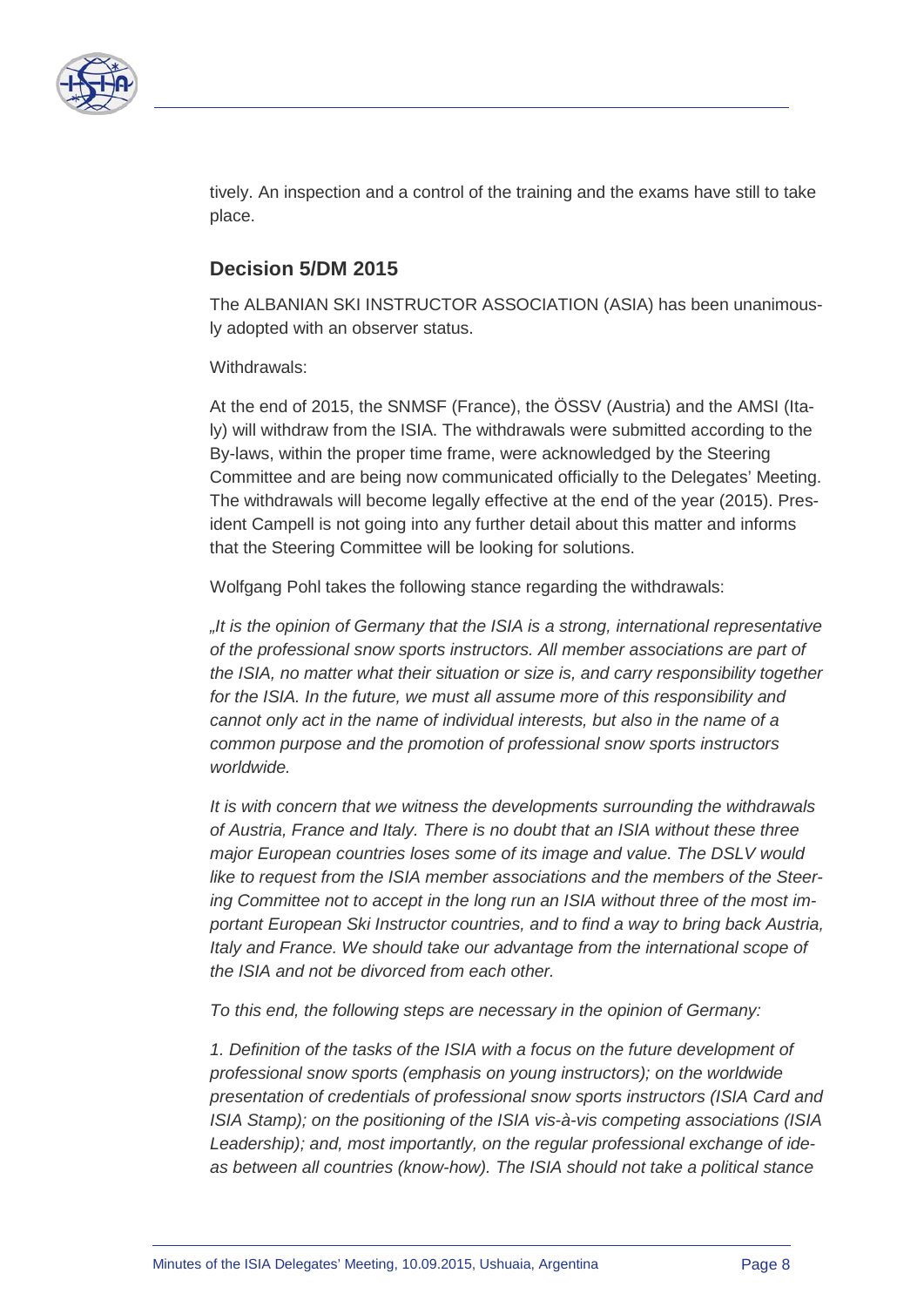tively. An inspection and a control of the training and the exams have still to take place.

## Decision 5/DM 2015

The ALBANIAN SKI INSTRUCTOR ASSOCIATION (ASIA) has been unanimously adopted with an observer status.

Withdrawals:

At the end of 2015, the SNMSF (France), the ÖSSV (Austria) and the AMSI (Italy) will withdraw from the ISIA. The withdrawals were submitted according to the By-laws, within the proper time frame, were acknowledged by the Steering Committee and are being now communicated officially to the Delegates' Meeting. The withdrawals will become legally effective at the end of the year (2015). President Campell is not going into any further detail about this matter and informs that the Steering Committee will be looking for solutions.

Wolfgang Pohl takes the following stance regarding the withdrawals:

*„It is the opinion of Germany that the ISIA is a strong, international representative of the professional snow sports instructors. All member associations are part of the ISIA, no matter what their situation or size is, and carry responsibility together for the ISIA. In the future, we must all assume more of this responsibility and cannot only act in the name of individual interests, but also in the name of a common purpose and the promotion of professional snow sports instructors worldwide.*

*It is with concern that we witness the developments surrounding the withdrawals of Austria, France and Italy. There is no doubt that an ISIA without these three major European countries loses some of its image and value. The DSLV would like to request from the ISIA member associations and the members of the Steering Committee not to accept in the long run an ISIA without three of the most important European Ski Instructor countries, and to find a way to bring back Austria, Italy and France. We should take our advantage from the international scope of the ISIA and not be divorced from each other.*

*To this end, the following steps are necessary in the opinion of Germany:*

*1. Definition of the tasks of the ISIA with a focus on the future development of professional snow sports (emphasis on young instructors); on the worldwide presentation of credentials of professional snow sports instructors (ISIA Card and ISIA Stamp); on the positioning of the ISIA vis-à-vis competing associations (ISIA Leadership); and, most importantly, on the regular professional exchange of ideas between all countries (know-how). The ISIA should not take a political stance*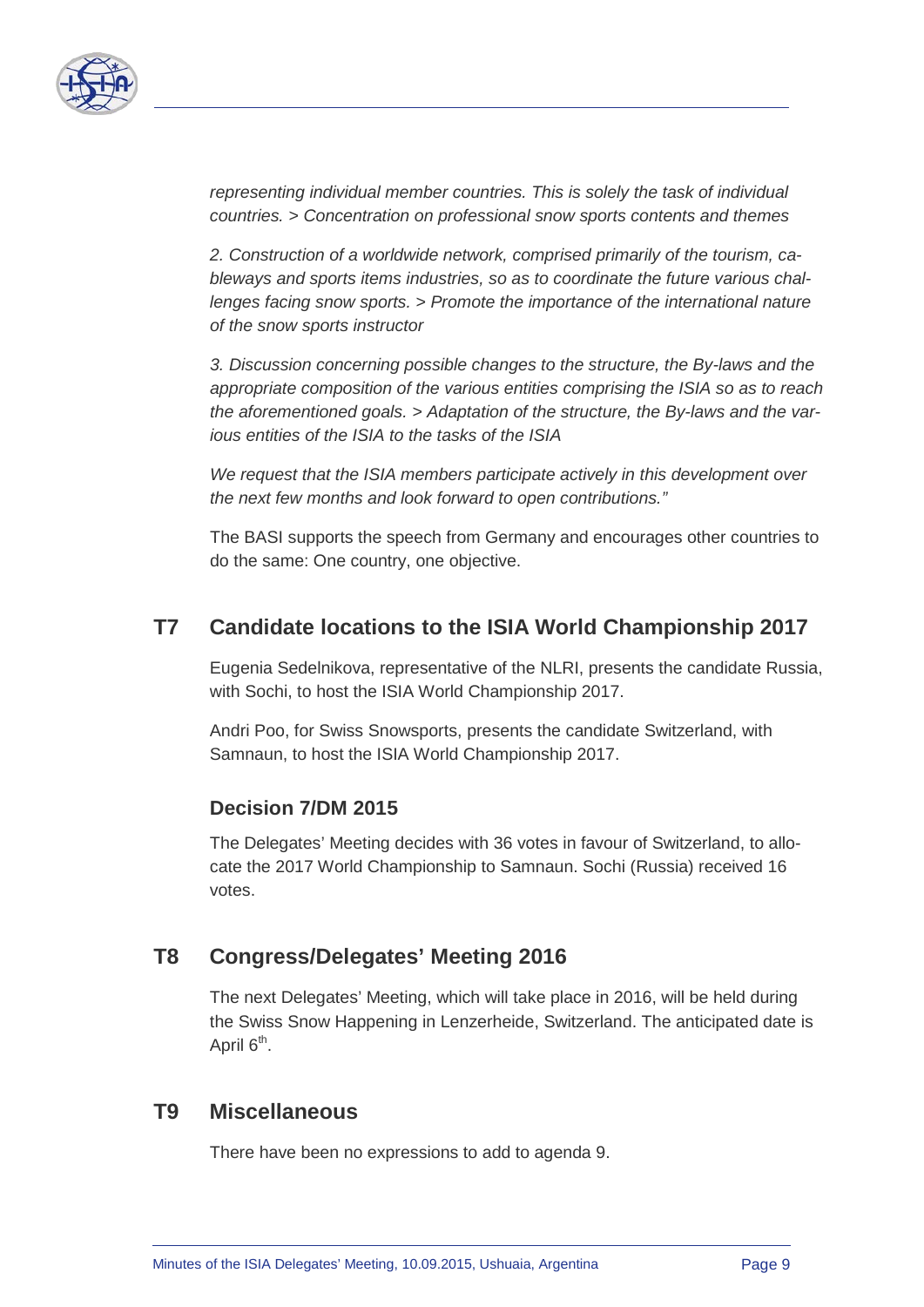*representing individual member countries. This is solely the task of individual countries. > Concentration on professional snow sports contents and themes*

*2. Construction of a worldwide network, comprised primarily of the tourism, cableways and sports items industries, so as to coordinate the future various challenges facing snow sports. > Promote the importance of the international nature of the snow sports instructor*

*3. Discussion concerning possible changes to the structure, the By-laws and the appropriate composition of the various entities comprising the ISIA so as to reach the aforementioned goals. > Adaptation of the structure, the By-laws and the various entities of the ISIA to the tasks of the ISIA*

*We request that the ISIA members participate actively in this development over the next few months and look forward to open contributions."*

The BASI supports the speech from Germany and encourages other countries to do the same: One country, one objective.

## T7 Candidate locations to the ISIA World Championship 2017

Eugenia Sedelnikova, representative of the NLRI, presents the candidate Russia, with Sochi, to host the ISIA World Championship 2017.

Andri Poo, for Swiss Snowsports, presents the candidate Switzerland, with Samnaun, to host the ISIA World Championship 2017.

### Decision 7/DM 2015

The Delegates' Meeting decides with 36 votes in favour of Switzerland, to allocate the 2017 World Championship to Samnaun. Sochi (Russia) received 16 votes.

## T8 Congress/Delegates' Meeting 2016

The next Delegates' Meeting, which will take place in 2016, will be held during the Swiss Snow Happening in Lenzerheide, Switzerland. The anticipated date is April 6th.

## T9 Miscellaneous

There have been no expressions to add to agenda 9.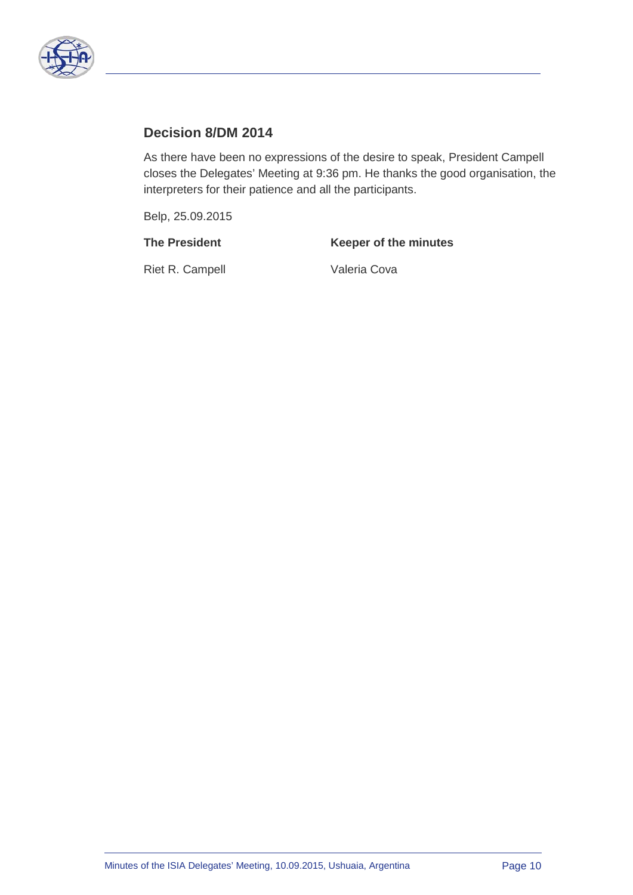## Decision 8/DM 2014

As there have been no expressions of the desire to speak, President Campell closes the Delegates' Meeting at 9:36 pm. He thanks the good organisation, the interpreters for their patience and all the participants.

Belp, 25.09.2015

| **The President** | **Keeper of the minutes** |
| --- | --- |
| Riet R. Campell | Valeria Cova |